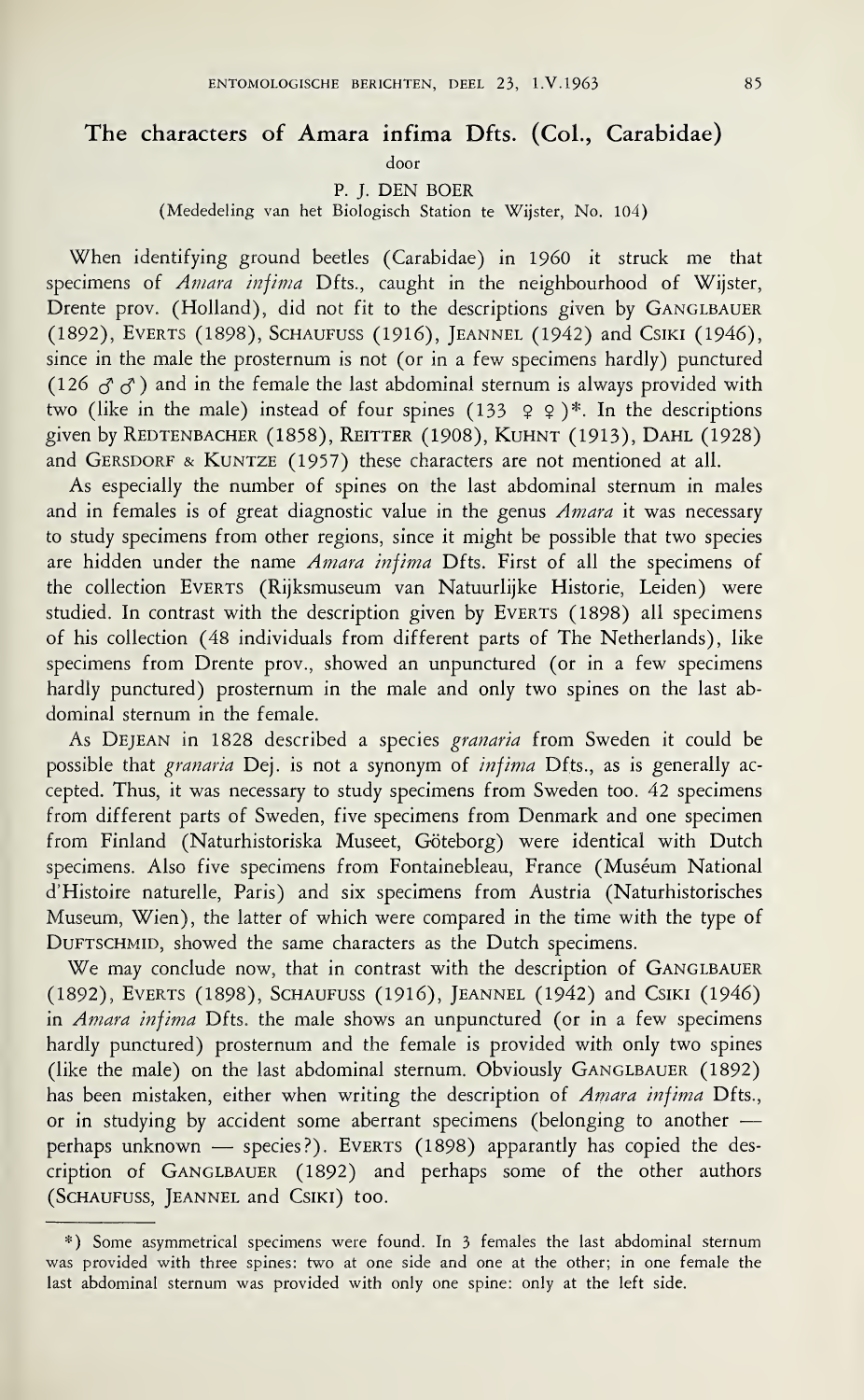# The characters of Amara infima Dfts. (Col., Carabidae)

door

P. J. DEN BOER

(Mededeling van het Biologisch Station te Wijster, No. 104)

When identifying ground beetles (Carabidae) in 1960 it struck me that specimens of *Amara infima* Dfts., caught in the neighbourhood of Wijster, Drente prov. (Holland), did not fit to the descriptions given by GANGLBAUER (1892), EVERTS (1898), SCHAUFUSS (1916), JEANNEL (1942) and CSIKI (1946), since in the male the prosternum is not (or in a few specimens hardly) punctured (126 ♂♂) and in the female the last abdominal sternum is always provided with two (like in the male) instead of four spines (133 ♀♀)*. In the descriptions given by REDTENBACHER (1858), REITTER (1908), KUHNT (1913), DAHL (1928) and GERSDORF & KUNTZE (1957) these characters are not mentioned at all.

As especially the number of spines on the last abdominal sternum in males and in females is of great diagnostic value in the genus *Amara* it was necessary to study specimens from other regions, since it might be possible that two species are hidden under the name *Amara infima* Dfts. First of all the specimens of the collection EVERTS (Rijksmuseum van Natuurlijke Historie, Leiden) were studied. In contrast with the description given by EVERTS (1898) all specimens of his collection (48 individuals from different parts of The Netherlands), like specimens from Drente prov., showed an unpunctured (or in a few specimens hardly punctured) prosternum in the male and only two spines on the last abdominal sternum in the female.

As DEJEAN in 1828 described a species *granaria* from Sweden it could be possible that *granaria* Dej. is not a synonym of *infima* Dfts., as is generally accepted. Thus, it was necessary to study specimens from Sweden too. 42 specimens from different parts of Sweden, five specimens from Denmark and one specimen from Finland (Naturhistoriska Museet, Göteborg) were identical with Dutch specimens. Also five specimens from Fontainebleau, France (Muséum National d'Histoire naturelle, Paris) and six specimens from Austria (Naturhistorisches Museum, Wien), the latter of which were compared in the time with the type of DUFTSCHMID, showed the same characters as the Dutch specimens.

We may conclude now, that in contrast with the description of GANGLBAUER (1892), EVERTS (1898), SCHAUFUSS (1916), JEANNEL (1942) and CSIKI (1946) in *Amara infima* Dfts. the male shows an unpunctured (or in a few specimens hardly punctured) prosternum and the female is provided with only two spines (like the male) on the last abdominal sternum. Obviously GANGLBAUER (1892) has been mistaken, either when writing the description of *Amara infima* Dfts., or in studying by accident some aberrant specimens (belonging to another — perhaps unknown — species?). EVERTS (1898) apparantly has copied the description of GANGLBAUER (1892) and perhaps some of the other authors (SCHAUFUSS, JEANNEL and CSIKI) too.

---

*) Some asymmetrical specimens were found. In 3 females the last abdominal sternum was provided with three spines: two at one side and one at the other; in one female the last abdominal sternum was provided with only one spine: only at the left side.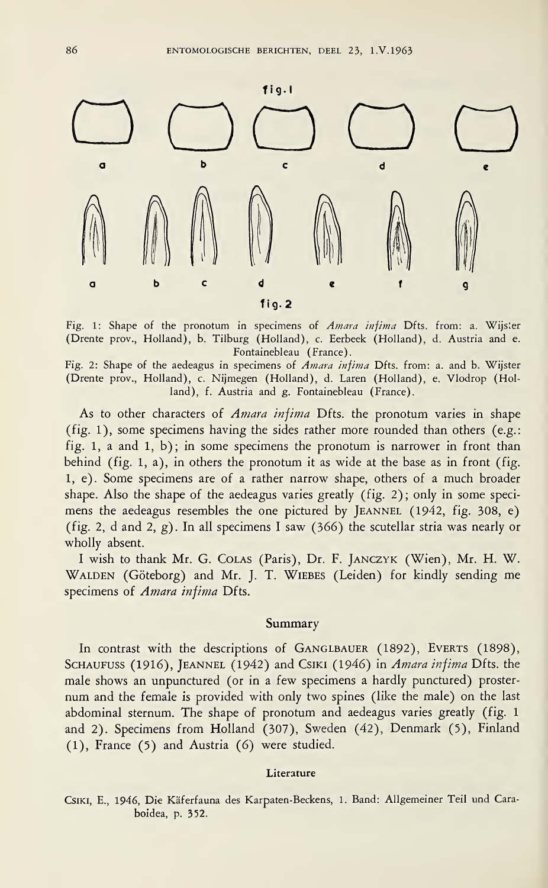Fig. 1: Shape of the pronotum in specimens of *Amara infima* Dfts. from: a. Wijster (Drente prov., Holland), b. Tilburg (Holland), c. Eerbeek (Holland), d. Austria and e. Fontainebleau (France).

Fig. 2: Shape of the aedeagus in specimens of *Amara infima* Dfts. from: a. and b. Wijster (Drente prov., Holland), c. Nijmegen (Holland), d. Laren (Holland), e. Vlodrop (Holland), f. Austria and g. Fontainebleau (France).

As to other characters of *Amara infima* Dfts. the pronotum varies in shape (fig. 1), some specimens having the sides rather more rounded than others (e.g.: fig. 1, a and 1, b); in some specimens the pronotum is narrower in front than behind (fig. 1, a), in others the pronotum it as wide at the base as in front (fig. 1, e). Some specimens are of a rather narrow shape, others of a much broader shape. Also the shape of the aedeagus varies greatly (fig. 2); only in some specimens the aedeagus resembles the one pictured by JEANNEL (1942, fig. 308, e) (fig. 2, d and 2, g). In all specimens I saw (366) the scutellar stria was nearly or wholly absent.

I wish to thank Mr. G. COLAS (Paris), Dr. F. JANCZYK (Wien), Mr. H. W. WALDEN (Göteborg) and Mr. J. T. WIEBES (Leiden) for kindly sending me specimens of *Amara infima* Dfts.

## Summary

In contrast with the descriptions of GANGLBAUER (1892), EVERTS (1898), SCHAUFUSS (1916), JEANNEL (1942) and CSIKI (1946) in *Amara infima* Dfts. the male shows an unpunctured (or in a few specimens a hardly punctured) prosternum and the female is provided with only two spines (like the male) on the last abdominal sternum. The shape of pronotum and aedeagus varies greatly (fig. 1 and 2). Specimens from Holland (307), Sweden (42), Denmark (5), Finland (1), France (5) and Austria (6) were studied.

### Literature

CSIKI, E., 1946, Die Käferfauna des Karpaten-Beckens, 1. Band: Allgemeiner Teil und Caraboidea, p. 352.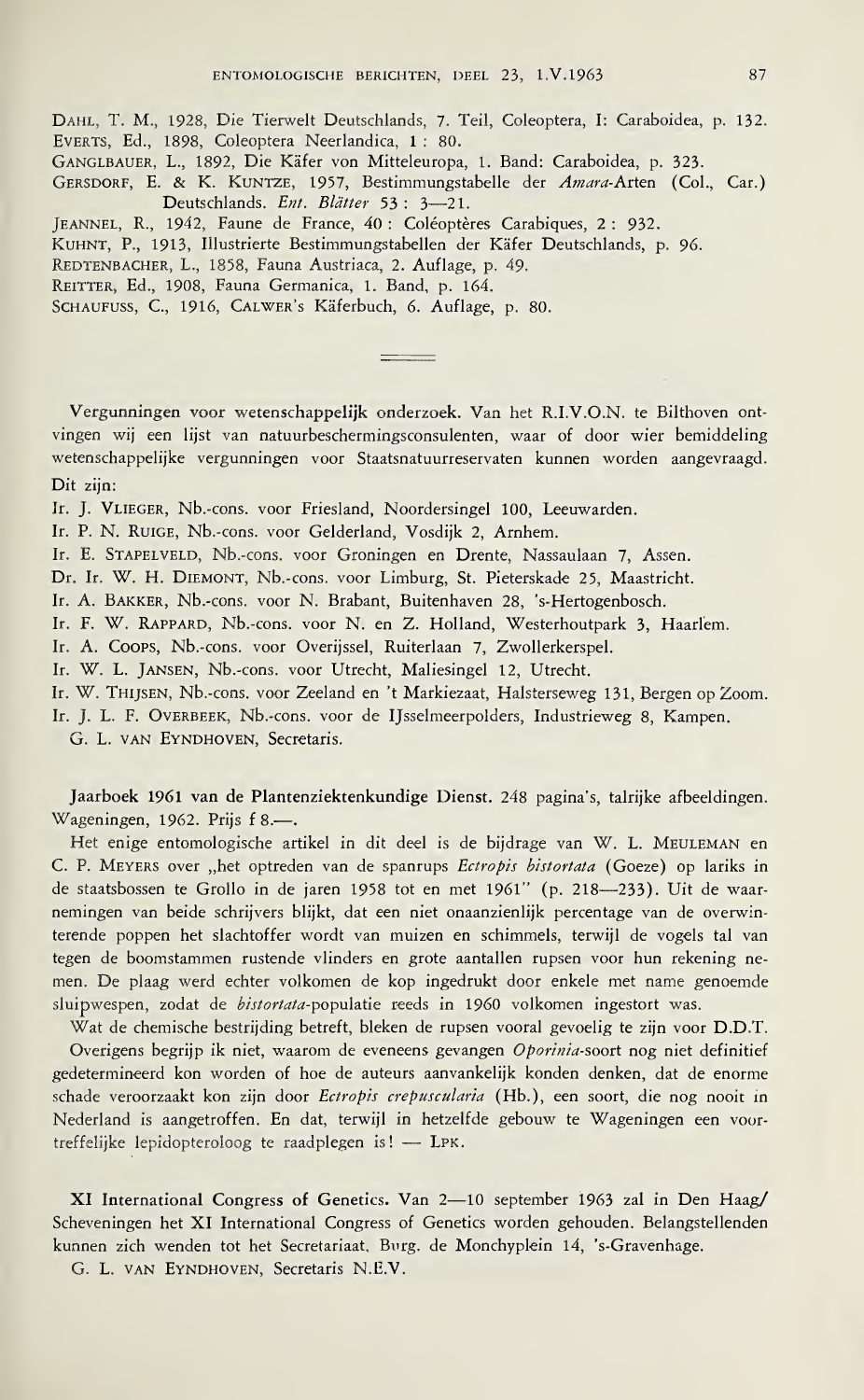Dahl, T. M., 1928, Die Tierwelt Deutschlands, 7. Teil, Coleoptera, I: Caraboidea, p. 132.
Everts, Ed., 1898, Coleoptera Neerlandica, 1 : 80.
Ganglbauer, L., 1892, Die Käfer von Mitteleuropa, 1. Band: Caraboidea, p. 323.
Gersdorf, E. & K. Kuntze, 1957, Bestimmungstabelle der *Amara*-Arten (Col., Car.) Deutschlands. *Ent. Blätter* 53 : 3—21.
Jeannel, R., 1942, Faune de France, 40 : Coléoptères Carabiques, 2 : 932.
Kuhnt, P., 1913, Illustrierte Bestimmungstabellen der Käfer Deutschlands, p. 96.
Redtenbacher, L., 1858, Fauna Austriaca, 2. Auflage, p. 49.
Reitter, Ed., 1908, Fauna Germanica, 1. Band, p. 164.
Schaufuss, C., 1916, Calwer's Käferbuch, 6. Auflage, p. 80.

---

**Vergunningen voor wetenschappelijk onderzoek.** Van het R.I.V.O.N. te Bilthoven ontvingen wij een lijst van natuurbeschermingsconsulenten, waar of door wier bemiddeling wetenschappelijke vergunningen voor Staatsnatuurreservaten kunnen worden aangevraagd. Dit zijn:

Ir. J. Vlieger, Nb.-cons. voor Friesland, Noordersingel 100, Leeuwarden.
Ir. P. N. Ruige, Nb.-cons. voor Gelderland, Vosdijk 2, Arnhem.
Ir. E. Stapelveld, Nb.-cons. voor Groningen en Drente, Nassaulaan 7, Assen.
Dr. Ir. W. H. Diemont, Nb.-cons. voor Limburg, St. Pieterskade 25, Maastricht.
Ir. A. Bakker, Nb.-cons. voor N. Brabant, Buitenhaven 28, 's-Hertogenbosch.
Ir. F. W. Rappard, Nb.-cons. voor N. en Z. Holland, Westerhoutpark 3, Haarlem.
Ir. A. Coops, Nb.-cons. voor Overijssel, Ruiterlaan 7, Zwollerkerspel.
Ir. W. L. Jansen, Nb.-cons. voor Utrecht, Maliesingel 12, Utrecht.
Ir. W. Thijsen, Nb.-cons. voor Zeeland en 't Markiezaat, Halsterseweg 131, Bergen op Zoom.
Ir. J. L. F. Overbeek, Nb.-cons. voor de IJsselmeerpolders, Industrieweg 8, Kampen.

G. L. van Eyndhoven, Secretaris.

**Jaarboek 1961 van de Plantenziektenkundige Dienst.** 248 pagina's, talrijke afbeeldingen. Wageningen, 1962. Prijs f 8.—.

Het enige entomologische artikel in dit deel is de bijdrage van W. L. Meuleman en C. P. Meyers over „het optreden van de spanrups *Ectropis bistortata* (Goeze) op lariks in de staatsbossen te Grollo in de jaren 1958 tot en met 1961" (p. 218—233). Uit de waarnemingen van beide schrijvers blijkt, dat een niet onaanzienlijk percentage van de overwinterende poppen het slachtoffer wordt van muizen en schimmels, terwijl de vogels tal van tegen de boomstammen rustende vlinders en grote aantallen rupsen voor hun rekening nemen. De plaag werd echter volkomen de kop ingedrukt door enkele met name genoemde sluipwespen, zodat de *bistortata*-populatie reeds in 1960 volkomen ingestort was.

Wat de chemische bestrijding betreft, bleken de rupsen vooral gevoelig te zijn voor D.D.T. Overigens begrijp ik niet, waarom de eveneens gevangen *Oporinia*-soort nog niet definitief gedetermineerd kon worden of hoe de auteurs aanvankelijk konden denken, dat de enorme schade veroorzaakt kon zijn door *Ectropis crepuscularia* (Hb.), een soort, die nog nooit in Nederland is aangetroffen. En dat, terwijl in hetzelfde gebouw te Wageningen een voortreffelijke lepidopteroloog te raadplegen is! — Lpk.

**XI International Congress of Genetics.** Van 2—10 september 1963 zal in Den Haag/ Scheveningen het XI International Congress of Genetics worden gehouden. Belangstellenden kunnen zich wenden tot het Secretariaat, Burg. de Monchyplein 14, 's-Gravenhage.

G. L. van Eyndhoven, Secretaris N.E.V.